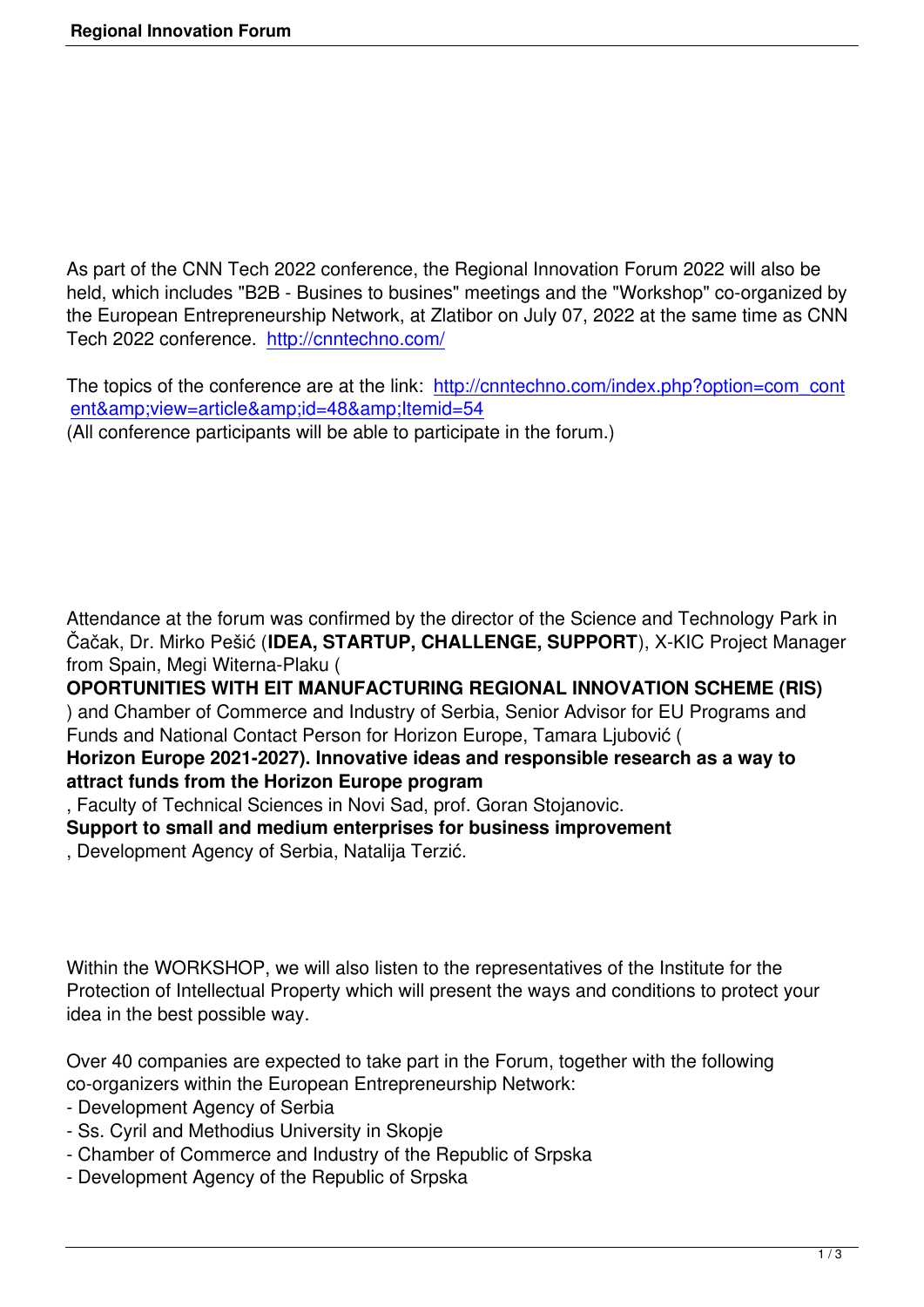As part of the CNN Tech 2022 conference, the Regional Innovation Forum 2022 will also be held, which includes "B2B - Busines to busines" meetings and the "Workshop" co-organized by the European Entrepreneurship Network, at Zlatibor on July 07, 2022 at the same time as CNN Tech 2022 conference. http://cnntechno.com/

The topics of the conference are at the link: http://cnntechno.com/index.php?option=com_content&amp;view=article&amp;id=48&amp;Itemid=54
(All conference participants will be able to participate in the forum.)

Attendance at the forum was confirmed by the director of the Science and Technology Park in Čačak, Dr. Mirko Pešić (**IDEA, STARTUP, CHALLENGE, SUPPORT**), X-KIC Project Manager from Spain, Megi Witerna-Plaku (
**OPORTUNITIES WITH EIT MANUFACTURING REGIONAL INNOVATION SCHEME (RIS)**
) and Chamber of Commerce and Industry of Serbia, Senior Advisor for EU Programs and Funds and National Contact Person for Horizon Europe, Tamara Ljubović (
**Horizon Europe 2021-2027). Innovative ideas and responsible research as a way to attract funds from the Horizon Europe program**
, Faculty of Technical Sciences in Novi Sad, prof. Goran Stojanovic.
**Support to small and medium enterprises for business improvement**
, Development Agency of Serbia, Natalija Terzić.

Within the WORKSHOP, we will also listen to the representatives of the Institute for the Protection of Intellectual Property which will present the ways and conditions to protect your idea in the best possible way.

Over 40 companies are expected to take part in the Forum, together with the following co-organizers within the European Entrepreneurship Network:
- Development Agency of Serbia
- Ss. Cyril and Methodius University in Skopje
- Chamber of Commerce and Industry of the Republic of Srpska
- Development Agency of the Republic of Srpska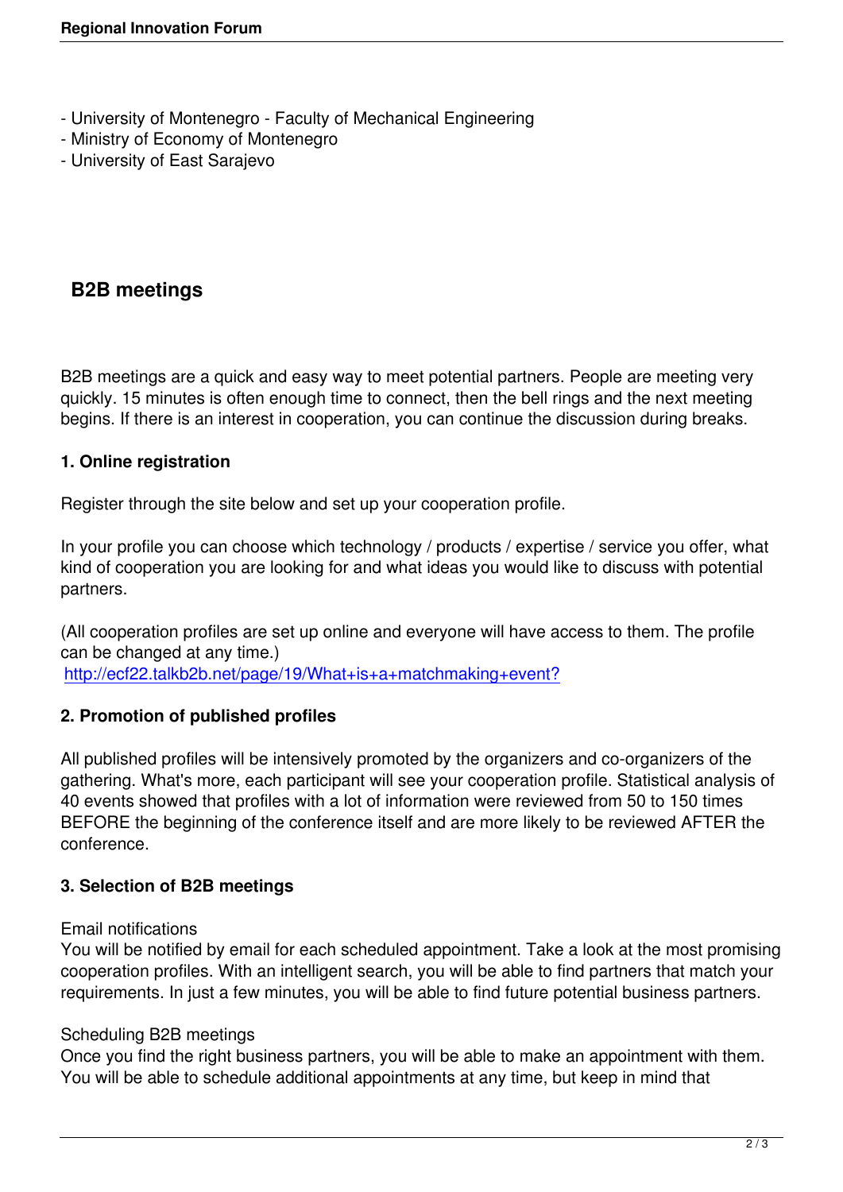- University of Montenegro - Faculty of Mechanical Engineering
- Ministry of Economy of Montenegro
- University of East Sarajevo

## B2B meetings

B2B meetings are a quick and easy way to meet potential partners. People are meeting very quickly. 15 minutes is often enough time to connect, then the bell rings and the next meeting begins. If there is an interest in cooperation, you can continue the discussion during breaks.

### 1. Online registration

Register through the site below and set up your cooperation profile.

In your profile you can choose which technology / products / expertise / service you offer, what kind of cooperation you are looking for and what ideas you would like to discuss with potential partners.

(All cooperation profiles are set up online and everyone will have access to them. The profile can be changed at any time.)
[http://ecf22.talkb2b.net/page/19/What+is+a+matchmaking+event?](http://ecf22.talkb2b.net/page/19/What+is+a+matchmaking+event?)

### 2. Promotion of published profiles

All published profiles will be intensively promoted by the organizers and co-organizers of the gathering. What's more, each participant will see your cooperation profile. Statistical analysis of 40 events showed that profiles with a lot of information were reviewed from 50 to 150 times BEFORE the beginning of the conference itself and are more likely to be reviewed AFTER the conference.

### 3. Selection of B2B meetings

Email notifications
You will be notified by email for each scheduled appointment. Take a look at the most promising cooperation profiles. With an intelligent search, you will be able to find partners that match your requirements. In just a few minutes, you will be able to find future potential business partners.

Scheduling B2B meetings
Once you find the right business partners, you will be able to make an appointment with them. You will be able to schedule additional appointments at any time, but keep in mind that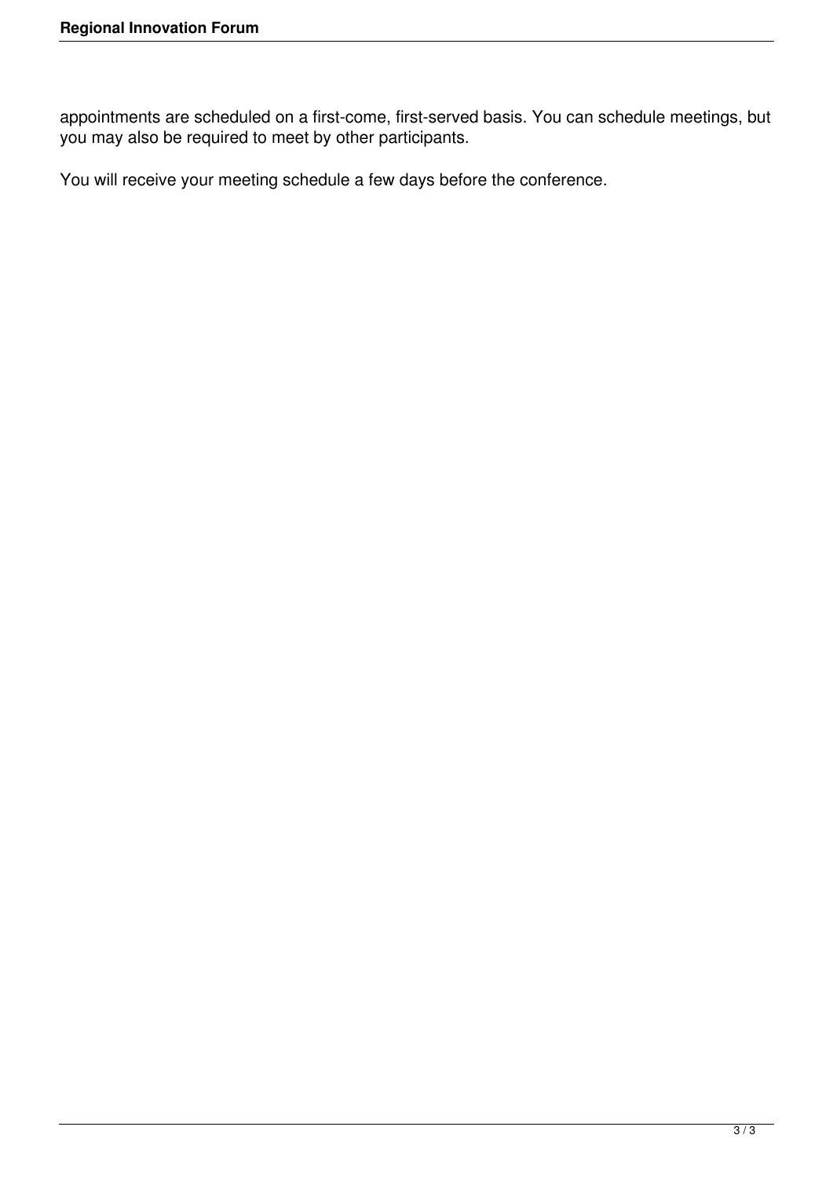appointments are scheduled on a first-come, first-served basis. You can schedule meetings, but you may also be required to meet by other participants.

You will receive your meeting schedule a few days before the conference.